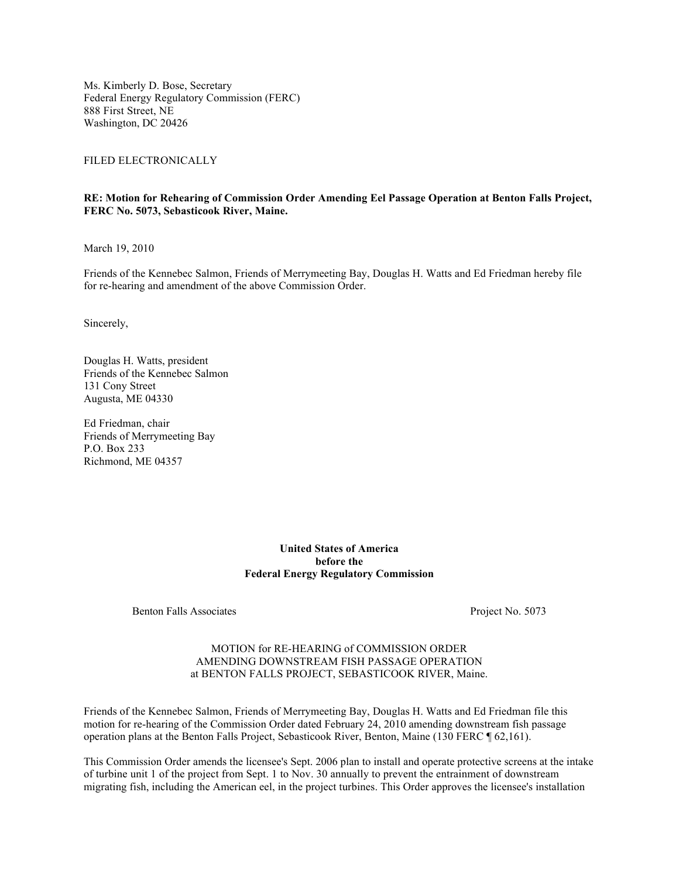Ms. Kimberly D. Bose, Secretary
Federal Energy Regulatory Commission (FERC)
888 First Street, NE
Washington, DC 20426

FILED ELECTRONICALLY

**RE: Motion for Rehearing of Commission Order Amending Eel Passage Operation at Benton Falls Project, FERC No. 5073, Sebasticook River, Maine.**

March 19, 2010

Friends of the Kennebec Salmon, Friends of Merrymeeting Bay, Douglas H. Watts and Ed Friedman hereby file for re-hearing and amendment of the above Commission Order.

Sincerely,

Douglas H. Watts, president
Friends of the Kennebec Salmon
131 Cony Street
Augusta, ME 04330

Ed Friedman, chair
Friends of Merrymeeting Bay
P.O. Box 233
Richmond, ME 04357

**United States of America**
**before the**
**Federal Energy Regulatory Commission**

Benton Falls Associates — Project No. 5073

MOTION for RE-HEARING of COMMISSION ORDER
AMENDING DOWNSTREAM FISH PASSAGE OPERATION
at BENTON FALLS PROJECT, SEBASTICOOK RIVER, Maine.

Friends of the Kennebec Salmon, Friends of Merrymeeting Bay, Douglas H. Watts and Ed Friedman file this motion for re-hearing of the Commission Order dated February 24, 2010 amending downstream fish passage operation plans at the Benton Falls Project, Sebasticook River, Benton, Maine (130 FERC ¶ 62,161).

This Commission Order amends the licensee's Sept. 2006 plan to install and operate protective screens at the intake of turbine unit 1 of the project from Sept. 1 to Nov. 30 annually to prevent the entrainment of downstream migrating fish, including the American eel, in the project turbines. This Order approves the licensee's installation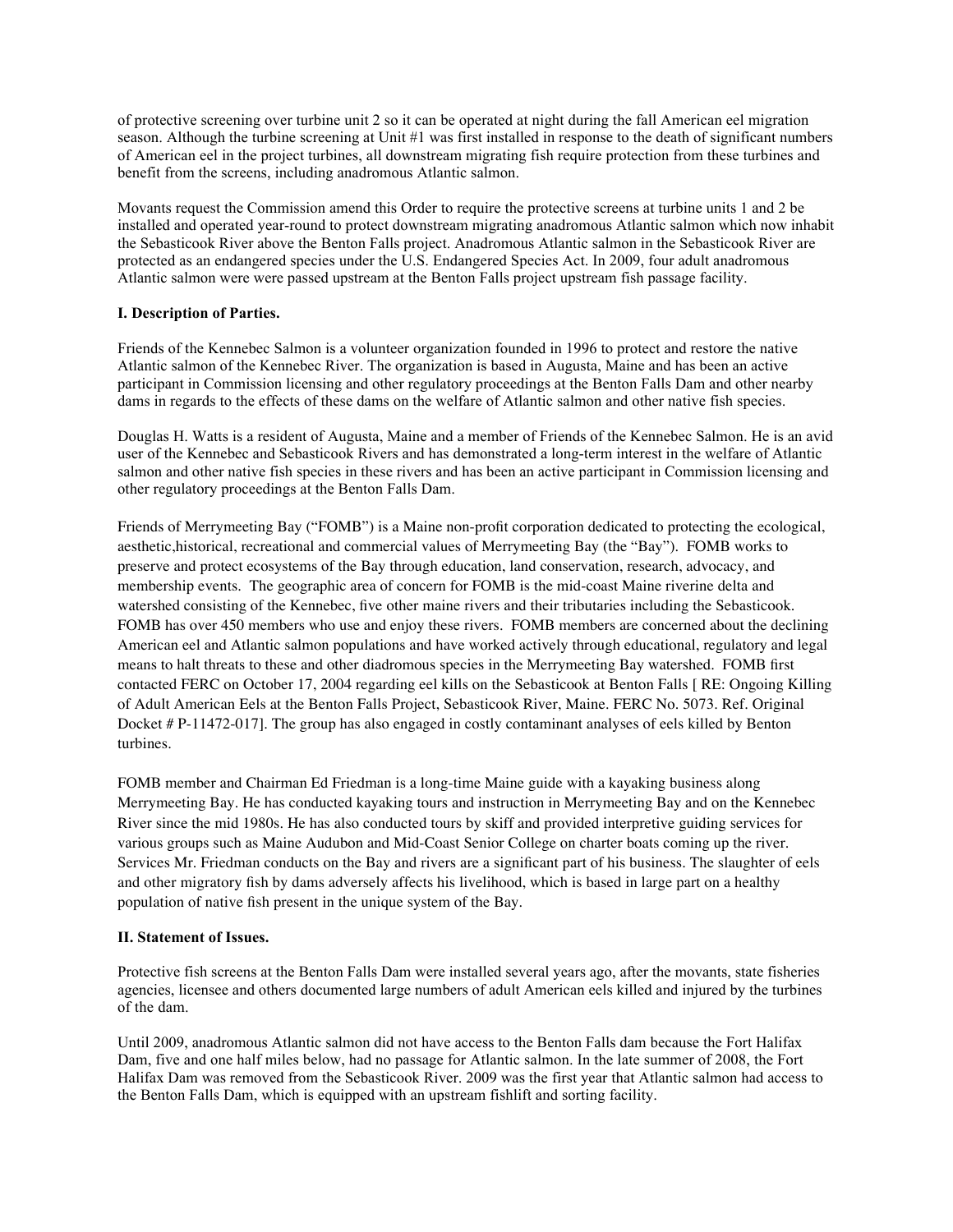of protective screening over turbine unit 2 so it can be operated at night during the fall American eel migration season. Although the turbine screening at Unit #1 was first installed in response to the death of significant numbers of American eel in the project turbines, all downstream migrating fish require protection from these turbines and benefit from the screens, including anadromous Atlantic salmon.

Movants request the Commission amend this Order to require the protective screens at turbine units 1 and 2 be installed and operated year-round to protect downstream migrating anadromous Atlantic salmon which now inhabit the Sebasticook River above the Benton Falls project. Anadromous Atlantic salmon in the Sebasticook River are protected as an endangered species under the U.S. Endangered Species Act. In 2009, four adult anadromous Atlantic salmon were were passed upstream at the Benton Falls project upstream fish passage facility.

**I. Description of Parties.**

Friends of the Kennebec Salmon is a volunteer organization founded in 1996 to protect and restore the native Atlantic salmon of the Kennebec River. The organization is based in Augusta, Maine and has been an active participant in Commission licensing and other regulatory proceedings at the Benton Falls Dam and other nearby dams in regards to the effects of these dams on the welfare of Atlantic salmon and other native fish species.

Douglas H. Watts is a resident of Augusta, Maine and a member of Friends of the Kennebec Salmon. He is an avid user of the Kennebec and Sebasticook Rivers and has demonstrated a long-term interest in the welfare of Atlantic salmon and other native fish species in these rivers and has been an active participant in Commission licensing and other regulatory proceedings at the Benton Falls Dam.

Friends of Merrymeeting Bay ("FOMB") is a Maine non-profit corporation dedicated to protecting the ecological, aesthetic,historical, recreational and commercial values of Merrymeeting Bay (the "Bay"). FOMB works to preserve and protect ecosystems of the Bay through education, land conservation, research, advocacy, and membership events. The geographic area of concern for FOMB is the mid-coast Maine riverine delta and watershed consisting of the Kennebec, five other maine rivers and their tributaries including the Sebasticook. FOMB has over 450 members who use and enjoy these rivers. FOMB members are concerned about the declining American eel and Atlantic salmon populations and have worked actively through educational, regulatory and legal means to halt threats to these and other diadromous species in the Merrymeeting Bay watershed. FOMB first contacted FERC on October 17, 2004 regarding eel kills on the Sebasticook at Benton Falls [ RE: Ongoing Killing of Adult American Eels at the Benton Falls Project, Sebasticook River, Maine. FERC No. 5073. Ref. Original Docket # P-11472-017]. The group has also engaged in costly contaminant analyses of eels killed by Benton turbines.

FOMB member and Chairman Ed Friedman is a long-time Maine guide with a kayaking business along Merrymeeting Bay. He has conducted kayaking tours and instruction in Merrymeeting Bay and on the Kennebec River since the mid 1980s. He has also conducted tours by skiff and provided interpretive guiding services for various groups such as Maine Audubon and Mid-Coast Senior College on charter boats coming up the river. Services Mr. Friedman conducts on the Bay and rivers are a significant part of his business. The slaughter of eels and other migratory fish by dams adversely affects his livelihood, which is based in large part on a healthy population of native fish present in the unique system of the Bay.

**II. Statement of Issues.**

Protective fish screens at the Benton Falls Dam were installed several years ago, after the movants, state fisheries agencies, licensee and others documented large numbers of adult American eels killed and injured by the turbines of the dam.

Until 2009, anadromous Atlantic salmon did not have access to the Benton Falls dam because the Fort Halifax Dam, five and one half miles below, had no passage for Atlantic salmon. In the late summer of 2008, the Fort Halifax Dam was removed from the Sebasticook River. 2009 was the first year that Atlantic salmon had access to the Benton Falls Dam, which is equipped with an upstream fishlift and sorting facility.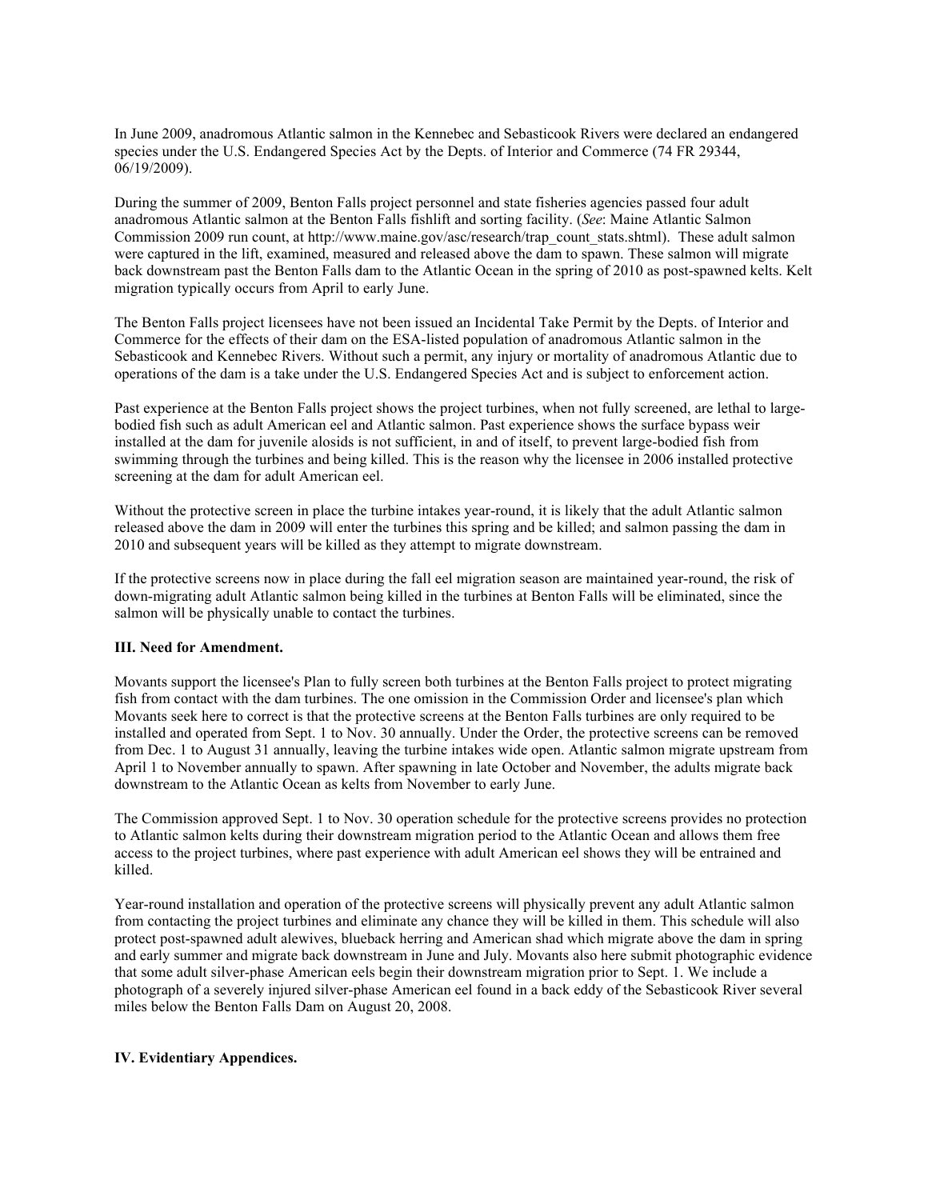In June 2009, anadromous Atlantic salmon in the Kennebec and Sebasticook Rivers were declared an endangered species under the U.S. Endangered Species Act by the Depts. of Interior and Commerce (74 FR 29344, 06/19/2009).

During the summer of 2009, Benton Falls project personnel and state fisheries agencies passed four adult anadromous Atlantic salmon at the Benton Falls fishlift and sorting facility. (*See*: Maine Atlantic Salmon Commission 2009 run count, at http://www.maine.gov/asc/research/trap_count_stats.shtml). These adult salmon were captured in the lift, examined, measured and released above the dam to spawn. These salmon will migrate back downstream past the Benton Falls dam to the Atlantic Ocean in the spring of 2010 as post-spawned kelts. Kelt migration typically occurs from April to early June.

The Benton Falls project licensees have not been issued an Incidental Take Permit by the Depts. of Interior and Commerce for the effects of their dam on the ESA-listed population of anadromous Atlantic salmon in the Sebasticook and Kennebec Rivers. Without such a permit, any injury or mortality of anadromous Atlantic due to operations of the dam is a take under the U.S. Endangered Species Act and is subject to enforcement action.

Past experience at the Benton Falls project shows the project turbines, when not fully screened, are lethal to large-bodied fish such as adult American eel and Atlantic salmon. Past experience shows the surface bypass weir installed at the dam for juvenile alosids is not sufficient, in and of itself, to prevent large-bodied fish from swimming through the turbines and being killed. This is the reason why the licensee in 2006 installed protective screening at the dam for adult American eel.

Without the protective screen in place the turbine intakes year-round, it is likely that the adult Atlantic salmon released above the dam in 2009 will enter the turbines this spring and be killed; and salmon passing the dam in 2010 and subsequent years will be killed as they attempt to migrate downstream.

If the protective screens now in place during the fall eel migration season are maintained year-round, the risk of down-migrating adult Atlantic salmon being killed in the turbines at Benton Falls will be eliminated, since the salmon will be physically unable to contact the turbines.

**III. Need for Amendment.**

Movants support the licensee's Plan to fully screen both turbines at the Benton Falls project to protect migrating fish from contact with the dam turbines. The one omission in the Commission Order and licensee's plan which Movants seek here to correct is that the protective screens at the Benton Falls turbines are only required to be installed and operated from Sept. 1 to Nov. 30 annually. Under the Order, the protective screens can be removed from Dec. 1 to August 31 annually, leaving the turbine intakes wide open. Atlantic salmon migrate upstream from April 1 to November annually to spawn. After spawning in late October and November, the adults migrate back downstream to the Atlantic Ocean as kelts from November to early June.

The Commission approved Sept. 1 to Nov. 30 operation schedule for the protective screens provides no protection to Atlantic salmon kelts during their downstream migration period to the Atlantic Ocean and allows them free access to the project turbines, where past experience with adult American eel shows they will be entrained and killed.

Year-round installation and operation of the protective screens will physically prevent any adult Atlantic salmon from contacting the project turbines and eliminate any chance they will be killed in them. This schedule will also protect post-spawned adult alewives, blueback herring and American shad which migrate above the dam in spring and early summer and migrate back downstream in June and July. Movants also here submit photographic evidence that some adult silver-phase American eels begin their downstream migration prior to Sept. 1. We include a photograph of a severely injured silver-phase American eel found in a back eddy of the Sebasticook River several miles below the Benton Falls Dam on August 20, 2008.

**IV. Evidentiary Appendices.**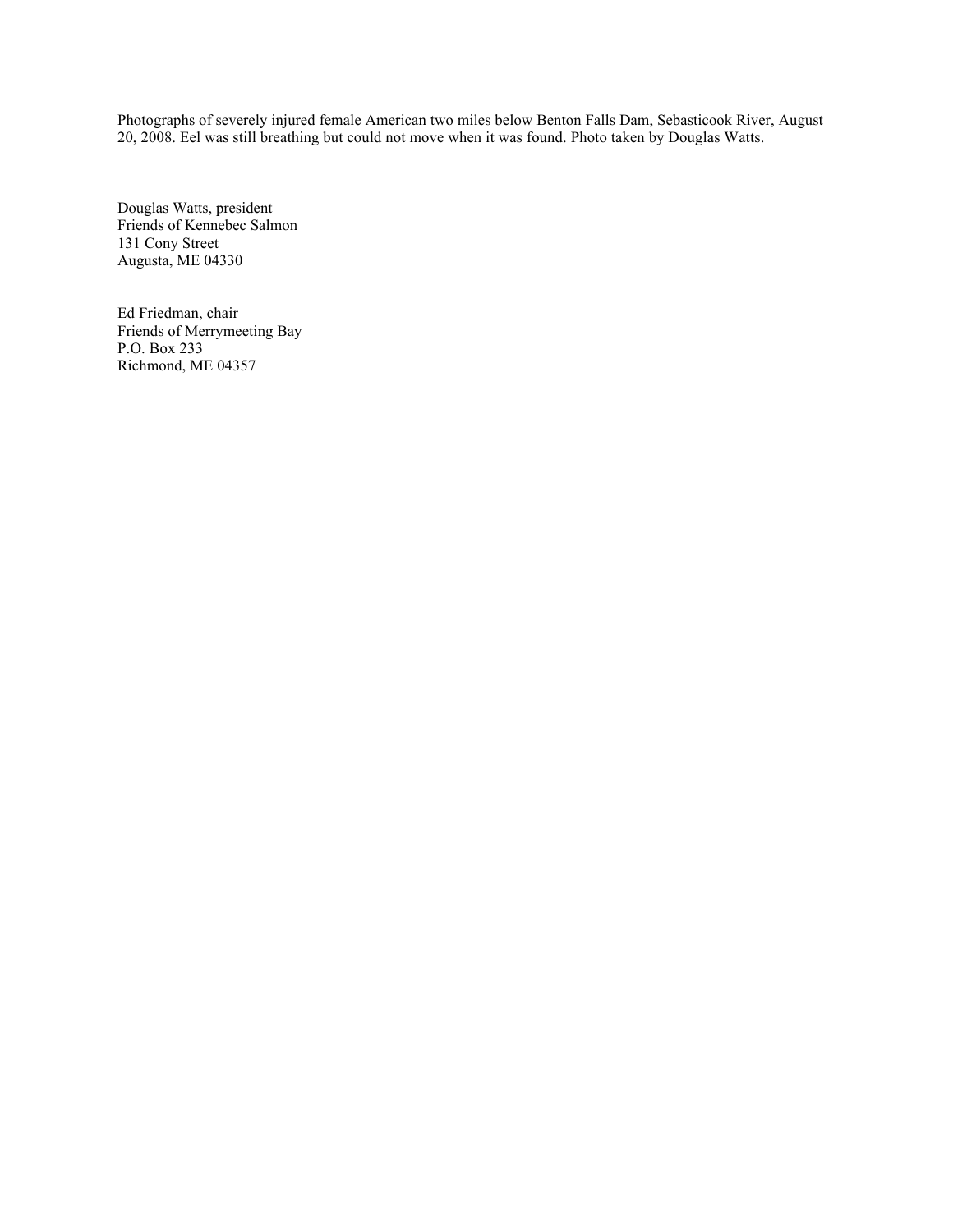Photographs of severely injured female American two miles below Benton Falls Dam, Sebasticook River, August 20, 2008. Eel was still breathing but could not move when it was found. Photo taken by Douglas Watts.

Douglas Watts, president
Friends of Kennebec Salmon
131 Cony Street
Augusta, ME 04330

Ed Friedman, chair
Friends of Merrymeeting Bay
P.O. Box 233
Richmond, ME 04357